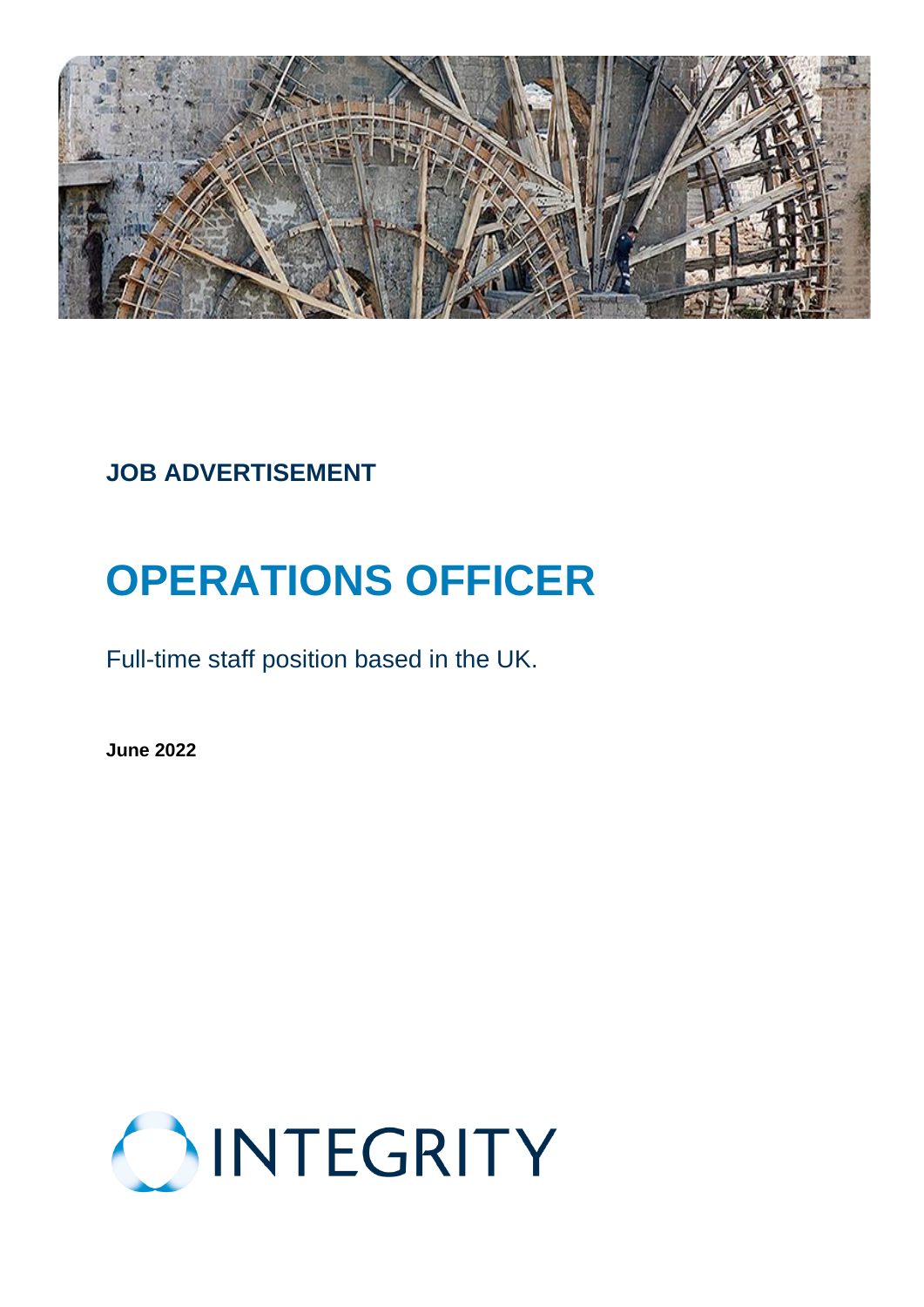**JOB ADVERTISEMENT**

# OPERATIONS OFFICER

Full-time staff position based in the UK.

**June 2022**

INTEGRITY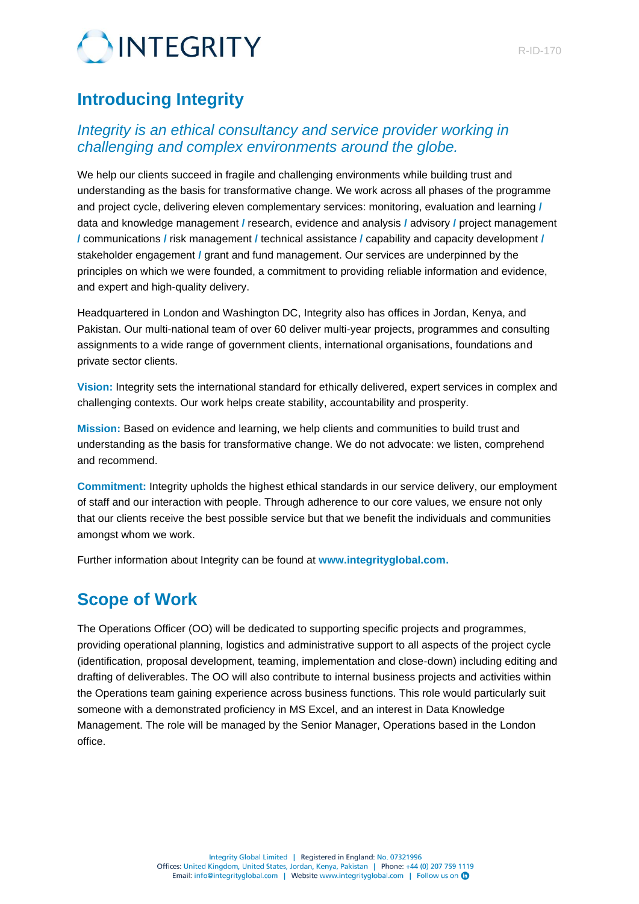# Introducing Integrity

*Integrity is an ethical consultancy and service provider working in challenging and complex environments around the globe.*

We help our clients succeed in fragile and challenging environments while building trust and understanding as the basis for transformative change. We work across all phases of the programme and project cycle, delivering eleven complementary services: monitoring, evaluation and learning **/** data and knowledge management **/** research, evidence and analysis **/** advisory **/** project management **/** communications **/** risk management **/** technical assistance **/** capability and capacity development **/** stakeholder engagement **/** grant and fund management. Our services are underpinned by the principles on which we were founded, a commitment to providing reliable information and evidence, and expert and high-quality delivery.

Headquartered in London and Washington DC, Integrity also has offices in Jordan, Kenya, and Pakistan. Our multi-national team of over 60 deliver multi-year projects, programmes and consulting assignments to a wide range of government clients, international organisations, foundations and private sector clients.

**Vision:** Integrity sets the international standard for ethically delivered, expert services in complex and challenging contexts. Our work helps create stability, accountability and prosperity.

**Mission:** Based on evidence and learning, we help clients and communities to build trust and understanding as the basis for transformative change. We do not advocate: we listen, comprehend and recommend.

**Commitment:** Integrity upholds the highest ethical standards in our service delivery, our employment of staff and our interaction with people. Through adherence to our core values, we ensure not only that our clients receive the best possible service but that we benefit the individuals and communities amongst whom we work.

Further information about Integrity can be found at **www.integrityglobal.com.**

# Scope of Work

The Operations Officer (OO) will be dedicated to supporting specific projects and programmes, providing operational planning, logistics and administrative support to all aspects of the project cycle (identification, proposal development, teaming, implementation and close-down) including editing and drafting of deliverables. The OO will also contribute to internal business projects and activities within the Operations team gaining experience across business functions. This role would particularly suit someone with a demonstrated proficiency in MS Excel, and an interest in Data Knowledge Management. The role will be managed by the Senior Manager, Operations based in the London office.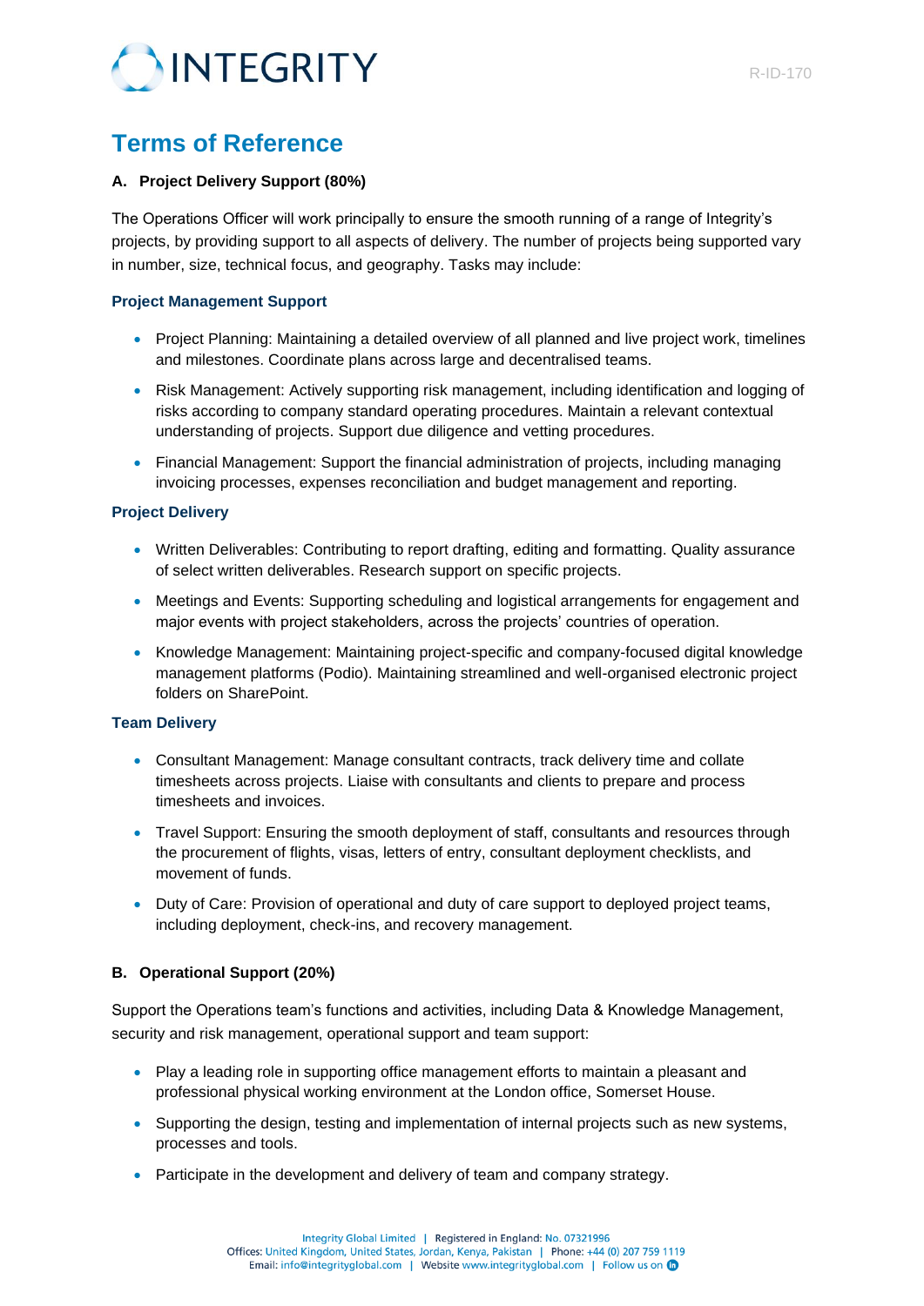# Terms of Reference

### A. Project Delivery Support (80%)

The Operations Officer will work principally to ensure the smooth running of a range of Integrity's projects, by providing support to all aspects of delivery. The number of projects being supported vary in number, size, technical focus, and geography. Tasks may include:

#### Project Management Support

- Project Planning: Maintaining a detailed overview of all planned and live project work, timelines and milestones. Coordinate plans across large and decentralised teams.
- Risk Management: Actively supporting risk management, including identification and logging of risks according to company standard operating procedures. Maintain a relevant contextual understanding of projects. Support due diligence and vetting procedures.
- Financial Management: Support the financial administration of projects, including managing invoicing processes, expenses reconciliation and budget management and reporting.

#### Project Delivery

- Written Deliverables: Contributing to report drafting, editing and formatting. Quality assurance of select written deliverables. Research support on specific projects.
- Meetings and Events: Supporting scheduling and logistical arrangements for engagement and major events with project stakeholders, across the projects' countries of operation.
- Knowledge Management: Maintaining project-specific and company-focused digital knowledge management platforms (Podio). Maintaining streamlined and well-organised electronic project folders on SharePoint.

#### Team Delivery

- Consultant Management: Manage consultant contracts, track delivery time and collate timesheets across projects. Liaise with consultants and clients to prepare and process timesheets and invoices.
- Travel Support: Ensuring the smooth deployment of staff, consultants and resources through the procurement of flights, visas, letters of entry, consultant deployment checklists, and movement of funds.
- Duty of Care: Provision of operational and duty of care support to deployed project teams, including deployment, check-ins, and recovery management.

### B. Operational Support (20%)

Support the Operations team's functions and activities, including Data & Knowledge Management, security and risk management, operational support and team support:

- Play a leading role in supporting office management efforts to maintain a pleasant and professional physical working environment at the London office, Somerset House.
- Supporting the design, testing and implementation of internal projects such as new systems, processes and tools.
- Participate in the development and delivery of team and company strategy.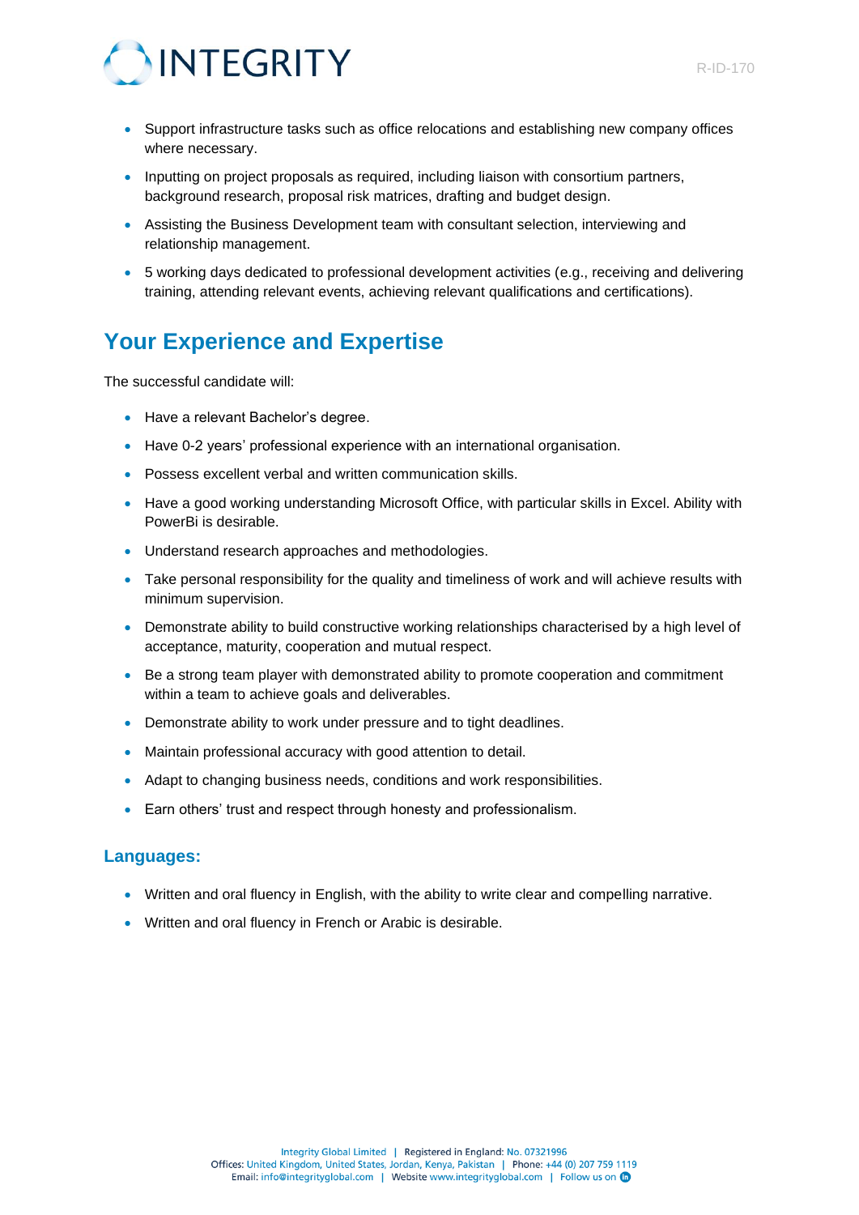- Support infrastructure tasks such as office relocations and establishing new company offices where necessary.
- Inputting on project proposals as required, including liaison with consortium partners, background research, proposal risk matrices, drafting and budget design.
- Assisting the Business Development team with consultant selection, interviewing and relationship management.
- 5 working days dedicated to professional development activities (e.g., receiving and delivering training, attending relevant events, achieving relevant qualifications and certifications).

## Your Experience and Expertise

The successful candidate will:

- Have a relevant Bachelor's degree.
- Have 0-2 years' professional experience with an international organisation.
- Possess excellent verbal and written communication skills.
- Have a good working understanding Microsoft Office, with particular skills in Excel. Ability with PowerBi is desirable.
- Understand research approaches and methodologies.
- Take personal responsibility for the quality and timeliness of work and will achieve results with minimum supervision.
- Demonstrate ability to build constructive working relationships characterised by a high level of acceptance, maturity, cooperation and mutual respect.
- Be a strong team player with demonstrated ability to promote cooperation and commitment within a team to achieve goals and deliverables.
- Demonstrate ability to work under pressure and to tight deadlines.
- Maintain professional accuracy with good attention to detail.
- Adapt to changing business needs, conditions and work responsibilities.
- Earn others' trust and respect through honesty and professionalism.

### Languages:

- Written and oral fluency in English, with the ability to write clear and compelling narrative.
- Written and oral fluency in French or Arabic is desirable.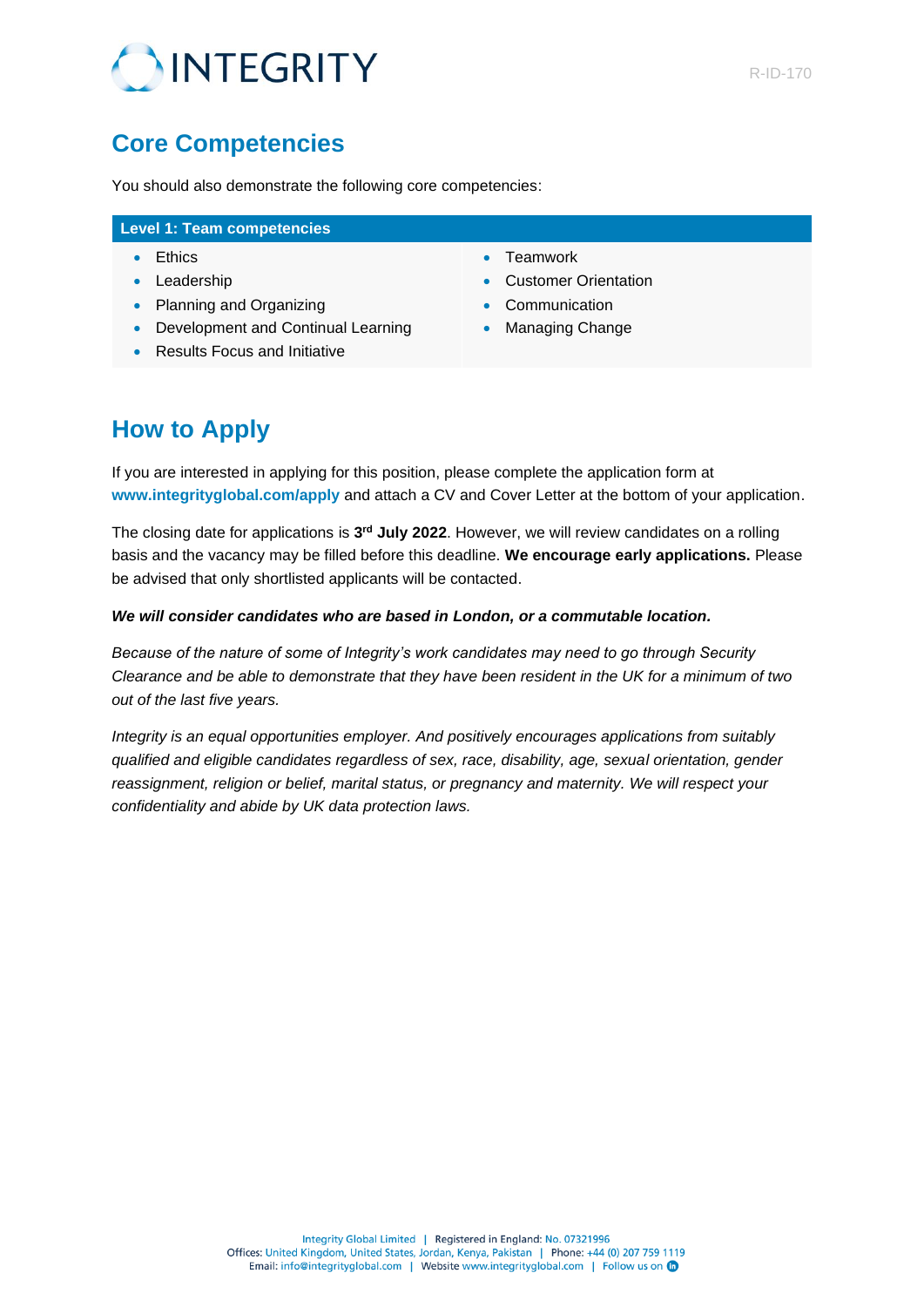## Core Competencies

You should also demonstrate the following core competencies:

**Level 1: Team competencies**

- Ethics
- Leadership
- Planning and Organizing
- Development and Continual Learning
- Results Focus and Initiative
- Teamwork
- Customer Orientation
- Communication
- Managing Change

## How to Apply

If you are interested in applying for this position, please complete the application form at **www.integrityglobal.com/apply** and attach a CV and Cover Letter at the bottom of your application.

The closing date for applications is **3rd July 2022**. However, we will review candidates on a rolling basis and the vacancy may be filled before this deadline. **We encourage early applications.** Please be advised that only shortlisted applicants will be contacted.

***We will consider candidates who are based in London, or a commutable location.***

*Because of the nature of some of Integrity's work candidates may need to go through Security Clearance and be able to demonstrate that they have been resident in the UK for a minimum of two out of the last five years.*

*Integrity is an equal opportunities employer. And positively encourages applications from suitably qualified and eligible candidates regardless of sex, race, disability, age, sexual orientation, gender reassignment, religion or belief, marital status, or pregnancy and maternity. We will respect your confidentiality and abide by UK data protection laws.*